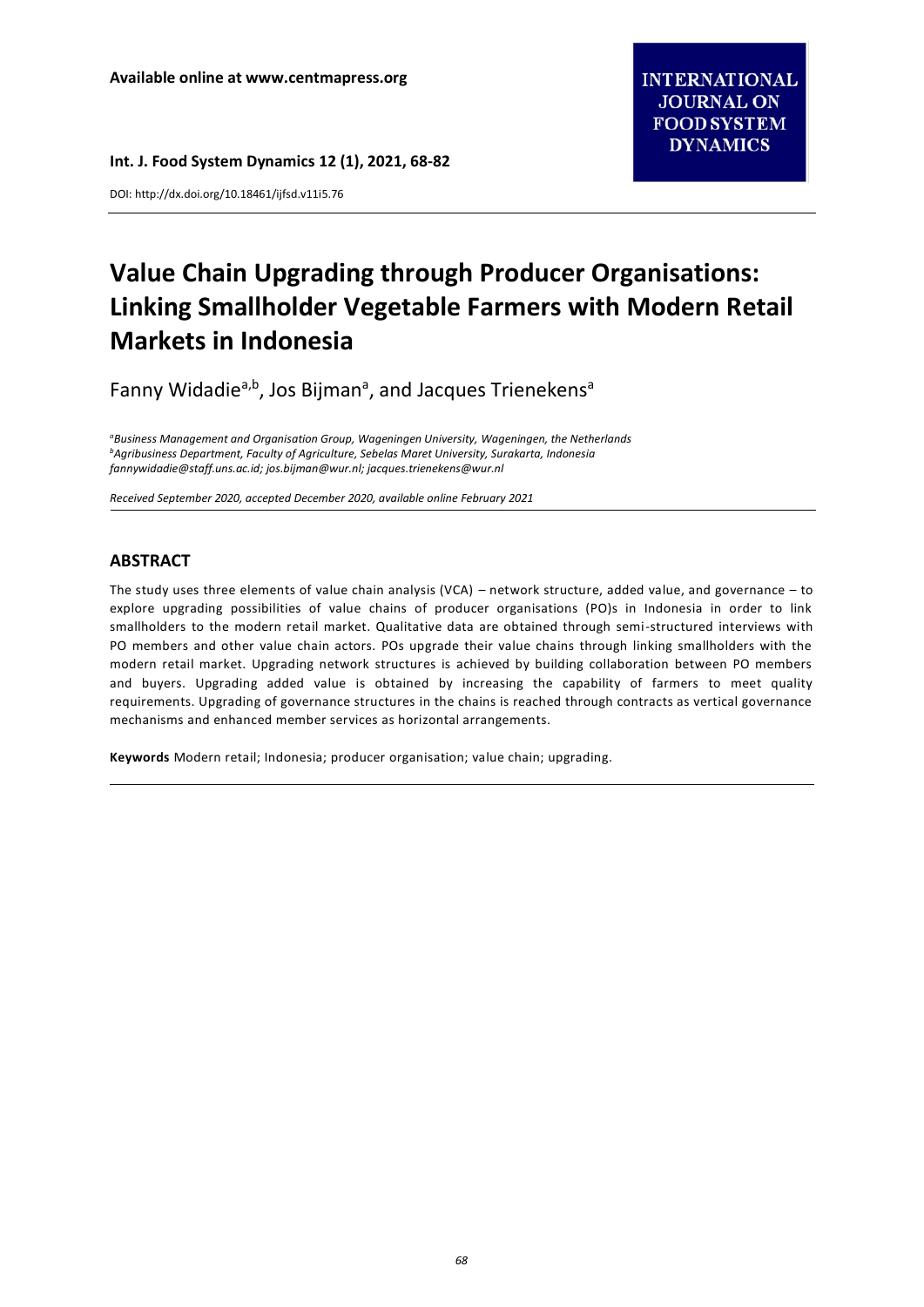# Value Chain Upgrading through Producer Organisations: Linking Smallholder Vegetable Farmers with Modern Retail Markets in Indonesia

Fanny Widadie[a,b], Jos Bijman[a], and Jacques Trienekens[a]

[a]*Business Management and Organisation Group, Wageningen University, Wageningen, the Netherlands*
[b]*Agribusiness Department, Faculty of Agriculture, Sebelas Maret University, Surakarta, Indonesia*
*fannywidadie@staff.uns.ac.id; jos.bijman@wur.nl; jacques.trienekens@wur.nl*

*Received September 2020, accepted December 2020, available online February 2021*

## ABSTRACT

The study uses three elements of value chain analysis (VCA) – network structure, added value, and governance – to explore upgrading possibilities of value chains of producer organisations (PO)s in Indonesia in order to link smallholders to the modern retail market. Qualitative data are obtained through semi-structured interviews with PO members and other value chain actors. POs upgrade their value chains through linking smallholders with the modern retail market. Upgrading network structures is achieved by building collaboration between PO members and buyers. Upgrading added value is obtained by increasing the capability of farmers to meet quality requirements. Upgrading of governance structures in the chains is reached through contracts as vertical governance mechanisms and enhanced member services as horizontal arrangements.

**Keywords** Modern retail; Indonesia; producer organisation; value chain; upgrading.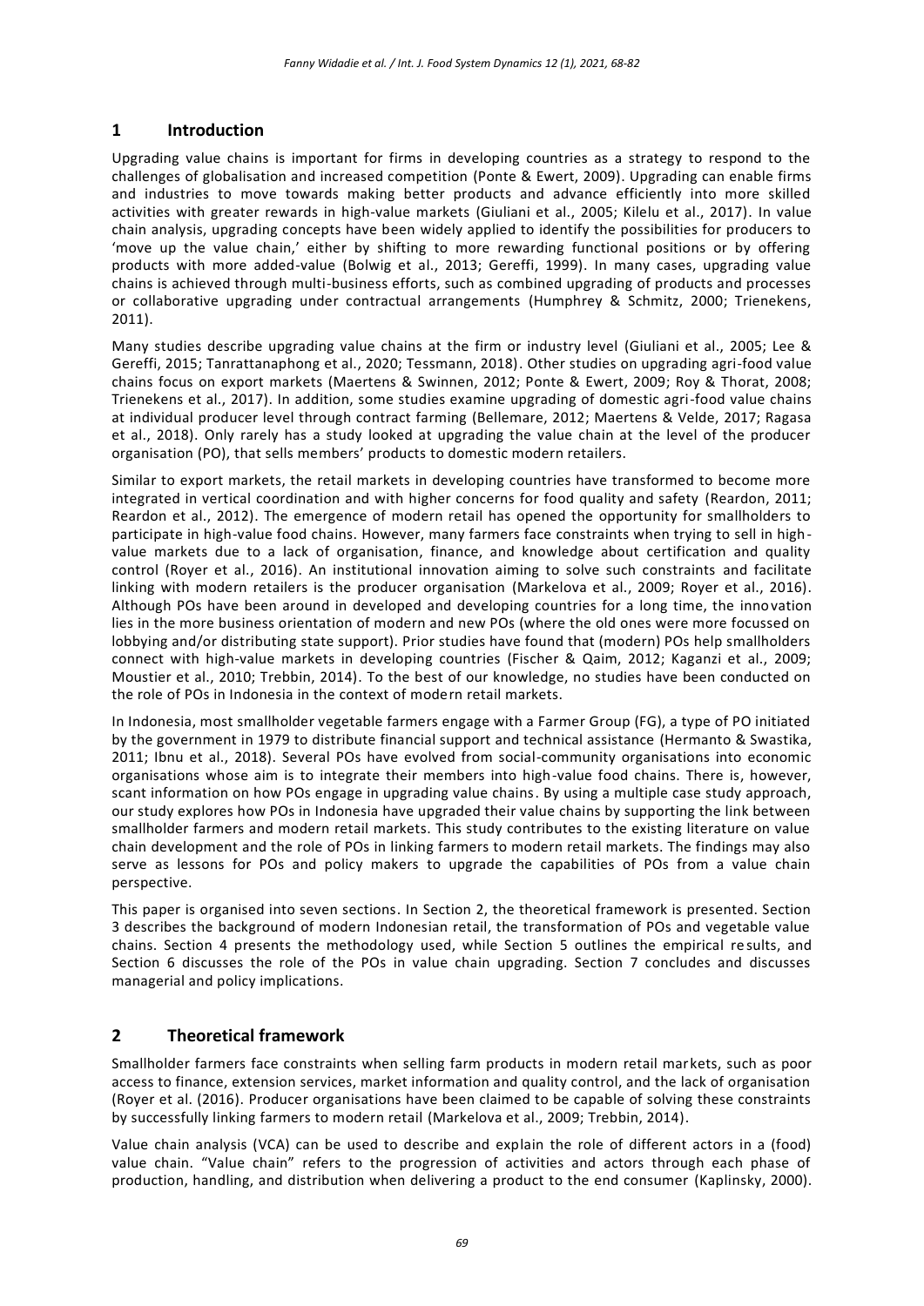## 1 Introduction

Upgrading value chains is important for firms in developing countries as a strategy to respond to the challenges of globalisation and increased competition (Ponte & Ewert, 2009). Upgrading can enable firms and industries to move towards making better products and advance efficiently into more skilled activities with greater rewards in high-value markets (Giuliani et al., 2005; Kilelu et al., 2017). In value chain analysis, upgrading concepts have been widely applied to identify the possibilities for producers to 'move up the value chain,' either by shifting to more rewarding functional positions or by offering products with more added-value (Bolwig et al., 2013; Gereffi, 1999). In many cases, upgrading value chains is achieved through multi-business efforts, such as combined upgrading of products and processes or collaborative upgrading under contractual arrangements (Humphrey & Schmitz, 2000; Trienekens, 2011).

Many studies describe upgrading value chains at the firm or industry level (Giuliani et al., 2005; Lee & Gereffi, 2015; Tanrattanaphong et al., 2020; Tessmann, 2018). Other studies on upgrading agri-food value chains focus on export markets (Maertens & Swinnen, 2012; Ponte & Ewert, 2009; Roy & Thorat, 2008; Trienekens et al., 2017). In addition, some studies examine upgrading of domestic agri-food value chains at individual producer level through contract farming (Bellemare, 2012; Maertens & Velde, 2017; Ragasa et al., 2018). Only rarely has a study looked at upgrading the value chain at the level of the producer organisation (PO), that sells members' products to domestic modern retailers.

Similar to export markets, the retail markets in developing countries have transformed to become more integrated in vertical coordination and with higher concerns for food quality and safety (Reardon, 2011; Reardon et al., 2012). The emergence of modern retail has opened the opportunity for smallholders to participate in high-value food chains. However, many farmers face constraints when trying to sell in high-value markets due to a lack of organisation, finance, and knowledge about certification and quality control (Royer et al., 2016). An institutional innovation aiming to solve such constraints and facilitate linking with modern retailers is the producer organisation (Markelova et al., 2009; Royer et al., 2016). Although POs have been around in developed and developing countries for a long time, the innovation lies in the more business orientation of modern and new POs (where the old ones were more focussed on lobbying and/or distributing state support). Prior studies have found that (modern) POs help smallholders connect with high-value markets in developing countries (Fischer & Qaim, 2012; Kaganzi et al., 2009; Moustier et al., 2010; Trebbin, 2014). To the best of our knowledge, no studies have been conducted on the role of POs in Indonesia in the context of modern retail markets.

In Indonesia, most smallholder vegetable farmers engage with a Farmer Group (FG), a type of PO initiated by the government in 1979 to distribute financial support and technical assistance (Hermanto & Swastika, 2011; Ibnu et al., 2018). Several POs have evolved from social-community organisations into economic organisations whose aim is to integrate their members into high-value food chains. There is, however, scant information on how POs engage in upgrading value chains. By using a multiple case study approach, our study explores how POs in Indonesia have upgraded their value chains by supporting the link between smallholder farmers and modern retail markets. This study contributes to the existing literature on value chain development and the role of POs in linking farmers to modern retail markets. The findings may also serve as lessons for POs and policy makers to upgrade the capabilities of POs from a value chain perspective.

This paper is organised into seven sections. In Section 2, the theoretical framework is presented. Section 3 describes the background of modern Indonesian retail, the transformation of POs and vegetable value chains. Section 4 presents the methodology used, while Section 5 outlines the empirical results, and Section 6 discusses the role of the POs in value chain upgrading. Section 7 concludes and discusses managerial and policy implications.

## 2 Theoretical framework

Smallholder farmers face constraints when selling farm products in modern retail markets, such as poor access to finance, extension services, market information and quality control, and the lack of organisation (Royer et al. (2016). Producer organisations have been claimed to be capable of solving these constraints by successfully linking farmers to modern retail (Markelova et al., 2009; Trebbin, 2014).

Value chain analysis (VCA) can be used to describe and explain the role of different actors in a (food) value chain. "Value chain" refers to the progression of activities and actors through each phase of production, handling, and distribution when delivering a product to the end consumer (Kaplinsky, 2000).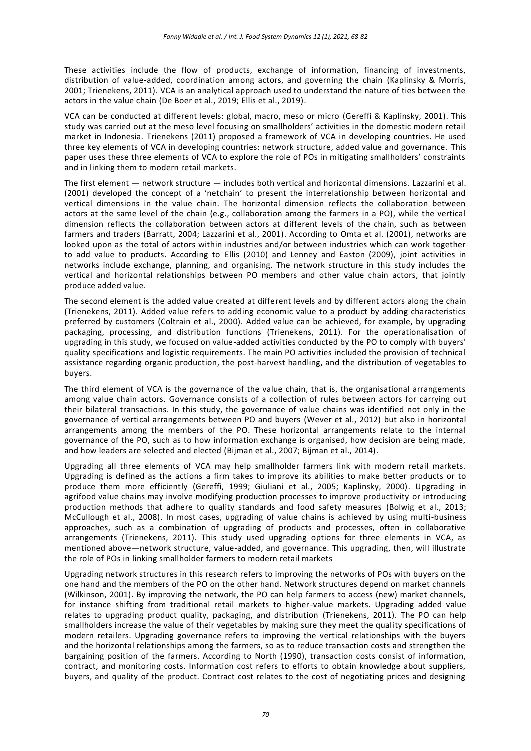These activities include the flow of products, exchange of information, financing of investments, distribution of value-added, coordination among actors, and governing the chain (Kaplinsky & Morris, 2001; Trienekens, 2011). VCA is an analytical approach used to understand the nature of ties between the actors in the value chain (De Boer et al., 2019; Ellis et al., 2019).

VCA can be conducted at different levels: global, macro, meso or micro (Gereffi & Kaplinsky, 2001). This study was carried out at the meso level focusing on smallholders' activities in the domestic modern retail market in Indonesia. Trienekens (2011) proposed a framework of VCA in developing countries. He used three key elements of VCA in developing countries: network structure, added value and governance. This paper uses these three elements of VCA to explore the role of POs in mitigating smallholders' constraints and in linking them to modern retail markets.

The first element — network structure — includes both vertical and horizontal dimensions. Lazzarini et al. (2001) developed the concept of a 'netchain' to present the interrelationship between horizontal and vertical dimensions in the value chain. The horizontal dimension reflects the collaboration between actors at the same level of the chain (e.g., collaboration among the farmers in a PO), while the vertical dimension reflects the collaboration between actors at different levels of the chain, such as between farmers and traders (Barratt, 2004; Lazzarini et al., 2001). According to Omta et al. (2001), networks are looked upon as the total of actors within industries and/or between industries which can work together to add value to products. According to Ellis (2010) and Lenney and Easton (2009), joint activities in networks include exchange, planning, and organising. The network structure in this study includes the vertical and horizontal relationships between PO members and other value chain actors, that jointly produce added value.

The second element is the added value created at different levels and by different actors along the chain (Trienekens, 2011). Added value refers to adding economic value to a product by adding characteristics preferred by customers (Coltrain et al., 2000). Added value can be achieved, for example, by upgrading packaging, processing, and distribution functions (Trienekens, 2011). For the operationalisation of upgrading in this study, we focused on value-added activities conducted by the PO to comply with buyers' quality specifications and logistic requirements. The main PO activities included the provision of technical assistance regarding organic production, the post-harvest handling, and the distribution of vegetables to buyers.

The third element of VCA is the governance of the value chain, that is, the organisational arrangements among value chain actors. Governance consists of a collection of rules between actors for carrying out their bilateral transactions. In this study, the governance of value chains was identified not only in the governance of vertical arrangements between PO and buyers (Wever et al., 2012) but also in horizontal arrangements among the members of the PO. These horizontal arrangements relate to the internal governance of the PO, such as to how information exchange is organised, how decision are being made, and how leaders are selected and elected (Bijman et al., 2007; Bijman et al., 2014).

Upgrading all three elements of VCA may help smallholder farmers link with modern retail markets. Upgrading is defined as the actions a firm takes to improve its abilities to make better products or to produce them more efficiently (Gereffi, 1999; Giuliani et al., 2005; Kaplinsky, 2000). Upgrading in agrifood value chains may involve modifying production processes to improve productivity or introducing production methods that adhere to quality standards and food safety measures (Bolwig et al., 2013; McCullough et al., 2008). In most cases, upgrading of value chains is achieved by using multi-business approaches, such as a combination of upgrading of products and processes, often in collaborative arrangements (Trienekens, 2011). This study used upgrading options for three elements in VCA, as mentioned above—network structure, value-added, and governance. This upgrading, then, will illustrate the role of POs in linking smallholder farmers to modern retail markets

Upgrading network structures in this research refers to improving the networks of POs with buyers on the one hand and the members of the PO on the other hand. Network structures depend on market channels (Wilkinson, 2001). By improving the network, the PO can help farmers to access (new) market channels, for instance shifting from traditional retail markets to higher-value markets. Upgrading added value relates to upgrading product quality, packaging, and distribution (Trienekens, 2011). The PO can help smallholders increase the value of their vegetables by making sure they meet the quality specifications of modern retailers. Upgrading governance refers to improving the vertical relationships with the buyers and the horizontal relationships among the farmers, so as to reduce transaction costs and strengthen the bargaining position of the farmers. According to North (1990), transaction costs consist of information, contract, and monitoring costs. Information cost refers to efforts to obtain knowledge about suppliers, buyers, and quality of the product. Contract cost relates to the cost of negotiating prices and designing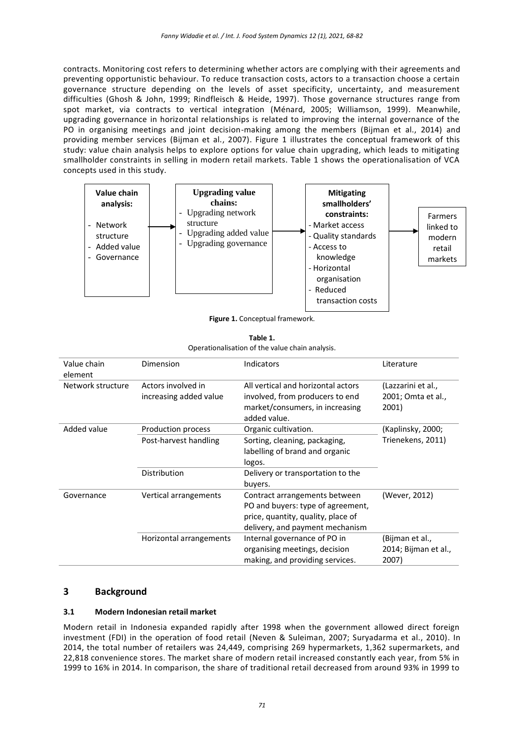contracts. Monitoring cost refers to determining whether actors are complying with their agreements and preventing opportunistic behaviour. To reduce transaction costs, actors to a transaction choose a certain governance structure depending on the levels of asset specificity, uncertainty, and measurement difficulties (Ghosh & John, 1999; Rindfleisch & Heide, 1997). Those governance structures range from spot market, via contracts to vertical integration (Ménard, 2005; Williamson, 1999). Meanwhile, upgrading governance in horizontal relationships is related to improving the internal governance of the PO in organising meetings and joint decision-making among the members (Bijman et al., 2014) and providing member services (Bijman et al., 2007). Figure 1 illustrates the conceptual framework of this study: value chain analysis helps to explore options for value chain upgrading, which leads to mitigating smallholder constraints in selling in modern retail markets. Table 1 shows the operationalisation of VCA concepts used in this study.

**Value chain analysis:**
- Network structure
- Added value
- Governance

→ **Upgrading value chains:**
- Upgrading network structure
- Upgrading added value
- Upgrading governance

→ **Mitigating smallholders' constraints:**
- Market access
- Quality standards
- Access to knowledge
- Horizontal organisation
- Reduced transaction costs

→ Farmers linked to modern retail markets

**Figure 1.** Conceptual framework.

**Table 1.**
Operationalisation of the value chain analysis.

| Value chain element | Dimension | Indicators | Literature |
|---|---|---|---|
| Network structure | Actors involved in increasing added value | All vertical and horizontal actors involved, from producers to end market/consumers, in increasing added value. | (Lazzarini et al., 2001; Omta et al., 2001) |
| Added value | Production process | Organic cultivation. | (Kaplinsky, 2000; Trienekens, 2011) |
| | Post-harvest handling | Sorting, cleaning, packaging, labelling of brand and organic logos. | |
| | Distribution | Delivery or transportation to the buyers. | |
| Governance | Vertical arrangements | Contract arrangements between PO and buyers: type of agreement, price, quantity, quality, place of delivery, and payment mechanism | (Wever, 2012) |
| | Horizontal arrangements | Internal governance of PO in organising meetings, decision making, and providing services. | (Bijman et al., 2014; Bijman et al., 2007) |

## 3 Background

### 3.1 Modern Indonesian retail market

Modern retail in Indonesia expanded rapidly after 1998 when the government allowed direct foreign investment (FDI) in the operation of food retail (Neven & Suleiman, 2007; Suryadarma et al., 2010). In 2014, the total number of retailers was 24,449, comprising 269 hypermarkets, 1,362 supermarkets, and 22,818 convenience stores. The market share of modern retail increased constantly each year, from 5% in 1999 to 16% in 2014. In comparison, the share of traditional retail decreased from around 93% in 1999 to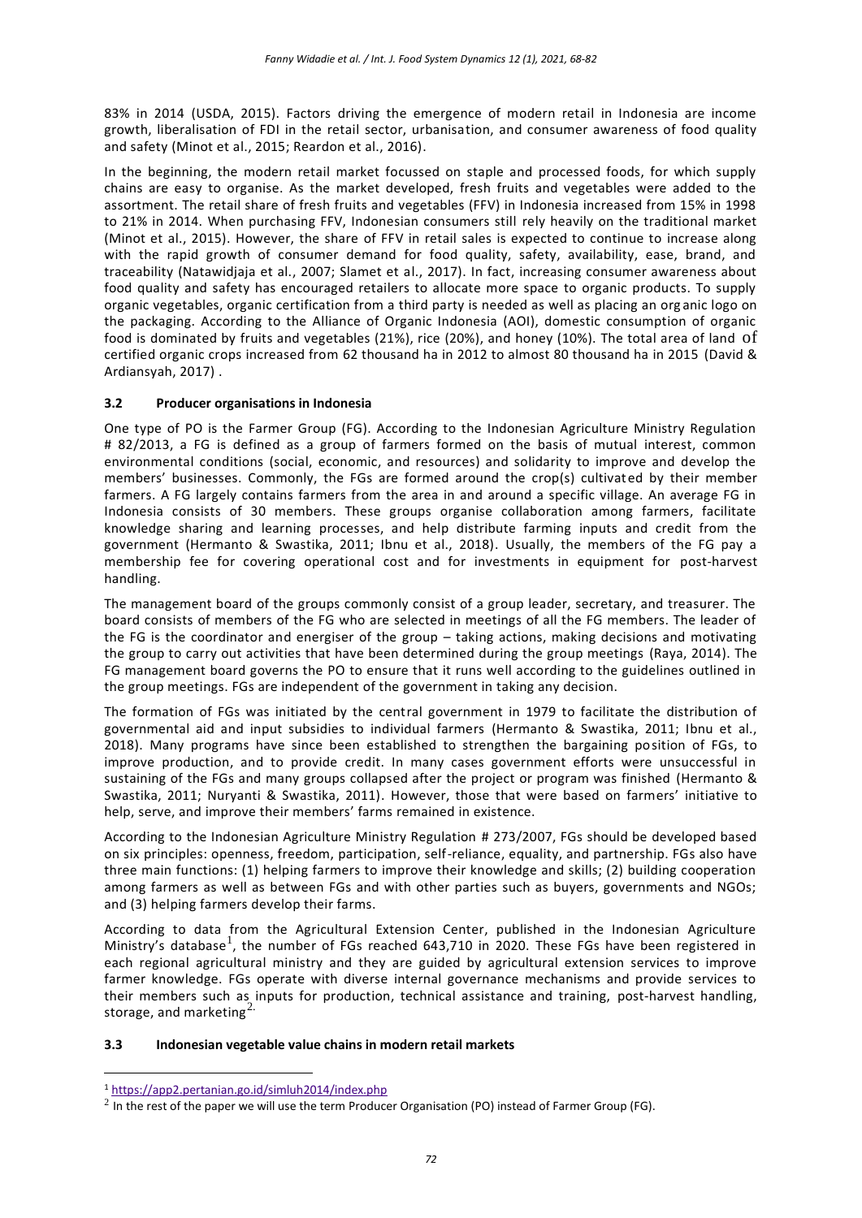83% in 2014 (USDA, 2015). Factors driving the emergence of modern retail in Indonesia are income growth, liberalisation of FDI in the retail sector, urbanisation, and consumer awareness of food quality and safety (Minot et al., 2015; Reardon et al., 2016).

In the beginning, the modern retail market focussed on staple and processed foods, for which supply chains are easy to organise. As the market developed, fresh fruits and vegetables were added to the assortment. The retail share of fresh fruits and vegetables (FFV) in Indonesia increased from 15% in 1998 to 21% in 2014. When purchasing FFV, Indonesian consumers still rely heavily on the traditional market (Minot et al., 2015). However, the share of FFV in retail sales is expected to continue to increase along with the rapid growth of consumer demand for food quality, safety, availability, ease, brand, and traceability (Natawidjaja et al., 2007; Slamet et al., 2017). In fact, increasing consumer awareness about food quality and safety has encouraged retailers to allocate more space to organic products. To supply organic vegetables, organic certification from a third party is needed as well as placing an organic logo on the packaging. According to the Alliance of Organic Indonesia (AOI), domestic consumption of organic food is dominated by fruits and vegetables (21%), rice (20%), and honey (10%). The total area of land of certified organic crops increased from 62 thousand ha in 2012 to almost 80 thousand ha in 2015 (David & Ardiansyah, 2017) .

### 3.2 Producer organisations in Indonesia

One type of PO is the Farmer Group (FG). According to the Indonesian Agriculture Ministry Regulation # 82/2013, a FG is defined as a group of farmers formed on the basis of mutual interest, common environmental conditions (social, economic, and resources) and solidarity to improve and develop the members' businesses. Commonly, the FGs are formed around the crop(s) cultivated by their member farmers. A FG largely contains farmers from the area in and around a specific village. An average FG in Indonesia consists of 30 members. These groups organise collaboration among farmers, facilitate knowledge sharing and learning processes, and help distribute farming inputs and credit from the government (Hermanto & Swastika, 2011; Ibnu et al., 2018). Usually, the members of the FG pay a membership fee for covering operational cost and for investments in equipment for post-harvest handling.

The management board of the groups commonly consist of a group leader, secretary, and treasurer. The board consists of members of the FG who are selected in meetings of all the FG members. The leader of the FG is the coordinator and energiser of the group – taking actions, making decisions and motivating the group to carry out activities that have been determined during the group meetings (Raya, 2014). The FG management board governs the PO to ensure that it runs well according to the guidelines outlined in the group meetings. FGs are independent of the government in taking any decision.

The formation of FGs was initiated by the central government in 1979 to facilitate the distribution of governmental aid and input subsidies to individual farmers (Hermanto & Swastika, 2011; Ibnu et al., 2018). Many programs have since been established to strengthen the bargaining position of FGs, to improve production, and to provide credit. In many cases government efforts were unsuccessful in sustaining of the FGs and many groups collapsed after the project or program was finished (Hermanto & Swastika, 2011; Nuryanti & Swastika, 2011). However, those that were based on farmers' initiative to help, serve, and improve their members' farms remained in existence.

According to the Indonesian Agriculture Ministry Regulation # 273/2007, FGs should be developed based on six principles: openness, freedom, participation, self-reliance, equality, and partnership. FGs also have three main functions: (1) helping farmers to improve their knowledge and skills; (2) building cooperation among farmers as well as between FGs and with other parties such as buyers, governments and NGOs; and (3) helping farmers develop their farms.

According to data from the Agricultural Extension Center, published in the Indonesian Agriculture Ministry's database[1], the number of FGs reached 643,710 in 2020. These FGs have been registered in each regional agricultural ministry and they are guided by agricultural extension services to improve farmer knowledge. FGs operate with diverse internal governance mechanisms and provide services to their members such as inputs for production, technical assistance and training, post-harvest handling, storage, and marketing[2].

### 3.3 Indonesian vegetable value chains in modern retail markets

[1] https://app2.pertanian.go.id/simluh2014/index.php

[2] In the rest of the paper we will use the term Producer Organisation (PO) instead of Farmer Group (FG).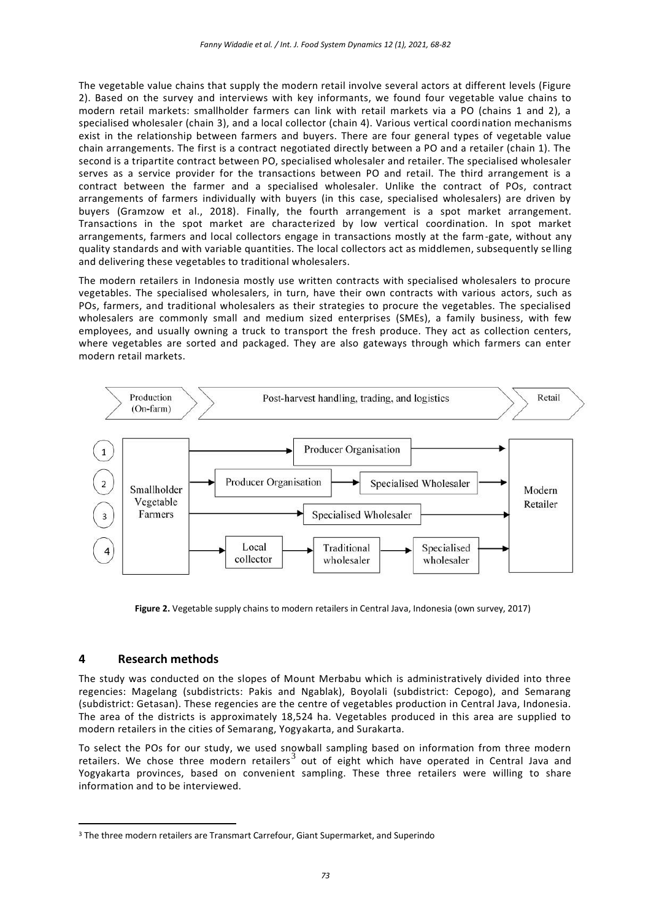The vegetable value chains that supply the modern retail involve several actors at different levels (Figure 2). Based on the survey and interviews with key informants, we found four vegetable value chains to modern retail markets: smallholder farmers can link with retail markets via a PO (chains 1 and 2), a specialised wholesaler (chain 3), and a local collector (chain 4). Various vertical coordination mechanisms exist in the relationship between farmers and buyers. There are four general types of vegetable value chain arrangements. The first is a contract negotiated directly between a PO and a retailer (chain 1). The second is a tripartite contract between PO, specialised wholesaler and retailer. The specialised wholesaler serves as a service provider for the transactions between PO and retail. The third arrangement is a contract between the farmer and a specialised wholesaler. Unlike the contract of POs, contract arrangements of farmers individually with buyers (in this case, specialised wholesalers) are driven by buyers (Gramzow et al., 2018). Finally, the fourth arrangement is a spot market arrangement. Transactions in the spot market are characterized by low vertical coordination. In spot market arrangements, farmers and local collectors engage in transactions mostly at the farm-gate, without any quality standards and with variable quantities. The local collectors act as middlemen, subsequently selling and delivering these vegetables to traditional wholesalers.

The modern retailers in Indonesia mostly use written contracts with specialised wholesalers to procure vegetables. The specialised wholesalers, in turn, have their own contracts with various actors, such as POs, farmers, and traditional wholesalers as their strategies to procure the vegetables. The specialised wholesalers are commonly small and medium sized enterprises (SMEs), a family business, with few employees, and usually owning a truck to transport the fresh produce. They act as collection centers, where vegetables are sorted and packaged. They are also gateways through which farmers can enter modern retail markets.

| Production (On-farm) | Post-harvest handling, trading, and logistics | | | Retail |
|---|---|---|---|---|
| (1) Smallholder Vegetable Farmers | Producer Organisation | | | Modern Retailer |
| (2) Smallholder Vegetable Farmers | Producer Organisation | Specialised Wholesaler | | Modern Retailer |
| (3) Smallholder Vegetable Farmers | Specialised Wholesaler | | | Modern Retailer |
| (4) Smallholder Vegetable Farmers | Local collector | Traditional wholesaler | Specialised wholesaler | Modern Retailer |

**Figure 2.** Vegetable supply chains to modern retailers in Central Java, Indonesia (own survey, 2017)

## 4 Research methods

The study was conducted on the slopes of Mount Merbabu which is administratively divided into three regencies: Magelang (subdistricts: Pakis and Ngablak), Boyolali (subdistrict: Cepogo), and Semarang (subdistrict: Getasan). These regencies are the centre of vegetables production in Central Java, Indonesia. The area of the districts is approximately 18,524 ha. Vegetables produced in this area are supplied to modern retailers in the cities of Semarang, Yogyakarta, and Surakarta.

To select the POs for our study, we used snowball sampling based on information from three modern retailers. We chose three modern retailers[3] out of eight which have operated in Central Java and Yogyakarta provinces, based on convenient sampling. These three retailers were willing to share information and to be interviewed.

[3] The three modern retailers are Transmart Carrefour, Giant Supermarket, and Superindo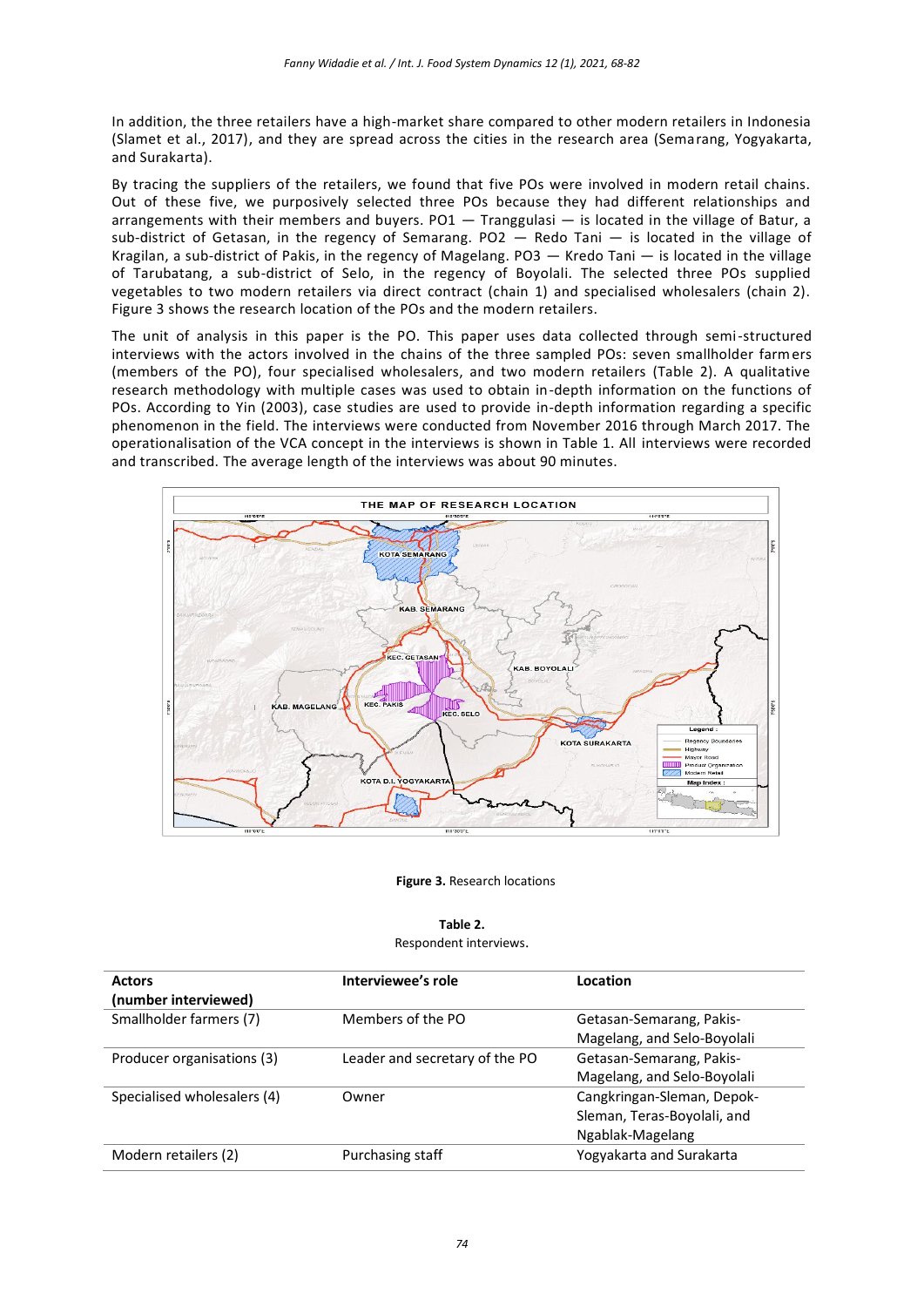In addition, the three retailers have a high-market share compared to other modern retailers in Indonesia (Slamet et al., 2017), and they are spread across the cities in the research area (Semarang, Yogyakarta, and Surakarta).

By tracing the suppliers of the retailers, we found that five POs were involved in modern retail chains. Out of these five, we purposively selected three POs because they had different relationships and arrangements with their members and buyers. PO1 — Tranggulasi — is located in the village of Batur, a sub-district of Getasan, in the regency of Semarang. PO2 — Redo Tani — is located in the village of Kragilan, a sub-district of Pakis, in the regency of Magelang. PO3 — Kredo Tani — is located in the village of Tarubatang, a sub-district of Selo, in the regency of Boyolali. The selected three POs supplied vegetables to two modern retailers via direct contract (chain 1) and specialised wholesalers (chain 2). Figure 3 shows the research location of the POs and the modern retailers.

The unit of analysis in this paper is the PO. This paper uses data collected through semi-structured interviews with the actors involved in the chains of the three sampled POs: seven smallholder farmers (members of the PO), four specialised wholesalers, and two modern retailers (Table 2). A qualitative research methodology with multiple cases was used to obtain in-depth information on the functions of POs. According to Yin (2003), case studies are used to provide in-depth information regarding a specific phenomenon in the field. The interviews were conducted from November 2016 through March 2017. The operationalisation of the VCA concept in the interviews is shown in Table 1. All interviews were recorded and transcribed. The average length of the interviews was about 90 minutes.

**Figure 3.** Research locations

**Table 2.**
Respondent interviews.

| Actors (number interviewed) | Interviewee's role | Location |
|---|---|---|
| Smallholder farmers (7) | Members of the PO | Getasan-Semarang, Pakis-Magelang, and Selo-Boyolali |
| Producer organizations (3) | Leader and secretary of the PO | Getasan-Semarang, Pakis-Magelang, and Selo-Boyolali |
| Specialised wholesalers (4) | Owner | Cangkringan-Sleman, Depok-Sleman, Teras-Boyolali, and Ngablak-Magelang |
| Modern retailers (2) | Purchasing staff | Yogyakarta and Surakarta |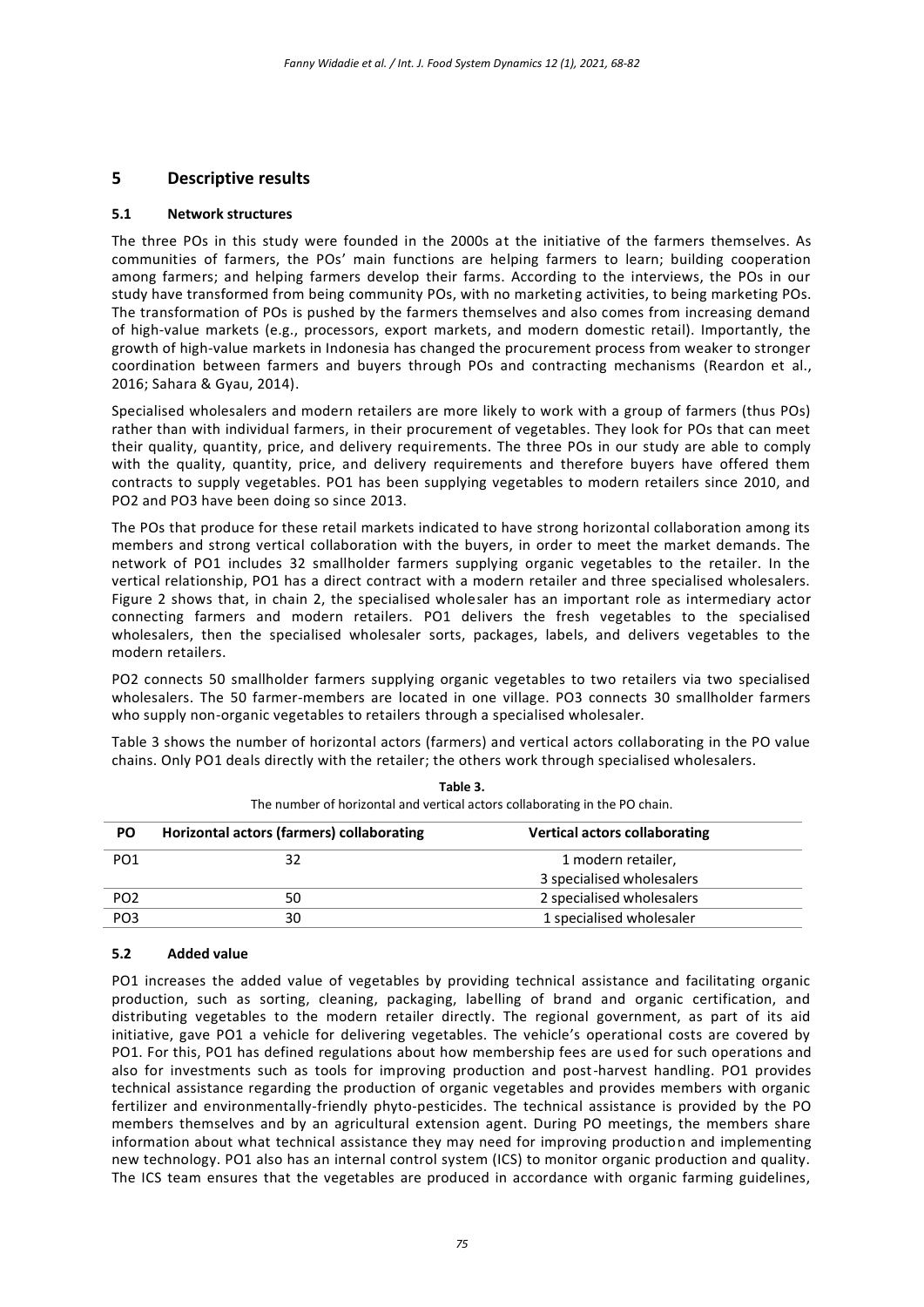# 5 Descriptive results

## 5.1 Network structures

The three POs in this study were founded in the 2000s at the initiative of the farmers themselves. As communities of farmers, the POs' main functions are helping farmers to learn; building cooperation among farmers; and helping farmers develop their farms. According to the interviews, the POs in our study have transformed from being community POs, with no marketing activities, to being marketing POs. The transformation of POs is pushed by the farmers themselves and also comes from increasing demand of high-value markets (e.g., processors, export markets, and modern domestic retail). Importantly, the growth of high-value markets in Indonesia has changed the procurement process from weaker to stronger coordination between farmers and buyers through POs and contracting mechanisms (Reardon et al., 2016; Sahara & Gyau, 2014).

Specialised wholesalers and modern retailers are more likely to work with a group of farmers (thus POs) rather than with individual farmers, in their procurement of vegetables. They look for POs that can meet their quality, quantity, price, and delivery requirements. The three POs in our study are able to comply with the quality, quantity, price, and delivery requirements and therefore buyers have offered them contracts to supply vegetables. PO1 has been supplying vegetables to modern retailers since 2010, and PO2 and PO3 have been doing so since 2013.

The POs that produce for these retail markets indicated to have strong horizontal collaboration among its members and strong vertical collaboration with the buyers, in order to meet the market demands. The network of PO1 includes 32 smallholder farmers supplying organic vegetables to the retailer. In the vertical relationship, PO1 has a direct contract with a modern retailer and three specialised wholesalers. Figure 2 shows that, in chain 2, the specialised wholesaler has an important role as intermediary actor connecting farmers and modern retailers. PO1 delivers the fresh vegetables to the specialised wholesalers, then the specialised wholesaler sorts, packages, labels, and delivers vegetables to the modern retailers.

PO2 connects 50 smallholder farmers supplying organic vegetables to two retailers via two specialised wholesalers. The 50 farmer-members are located in one village. PO3 connects 30 smallholder farmers who supply non-organic vegetables to retailers through a specialised wholesaler.

Table 3 shows the number of horizontal actors (farmers) and vertical actors collaborating in the PO value chains. Only PO1 deals directly with the retailer; the others work through specialised wholesalers.

**Table 3.**
The number of horizontal and vertical actors collaborating in the PO chain.

| PO | Horizontal actors (farmers) collaborating | Vertical actors collaborating |
|---|---|---|
| PO1 | 32 | 1 modern retailer, 3 specialised wholesalers |
| PO2 | 50 | 2 specialised wholesalers |
| PO3 | 30 | 1 specialised wholesaler |

## 5.2 Added value

PO1 increases the added value of vegetables by providing technical assistance and facilitating organic production, such as sorting, cleaning, packaging, labelling of brand and organic certification, and distributing vegetables to the modern retailer directly. The regional government, as part of its aid initiative, gave PO1 a vehicle for delivering vegetables. The vehicle's operational costs are covered by PO1. For this, PO1 has defined regulations about how membership fees are used for such operations and also for investments such as tools for improving production and post-harvest handling. PO1 provides technical assistance regarding the production of organic vegetables and provides members with organic fertilizer and environmentally-friendly phyto-pesticides. The technical assistance is provided by the PO members themselves and by an agricultural extension agent. During PO meetings, the members share information about what technical assistance they may need for improving production and implementing new technology. PO1 also has an internal control system (ICS) to monitor organic production and quality. The ICS team ensures that the vegetables are produced in accordance with organic farming guidelines,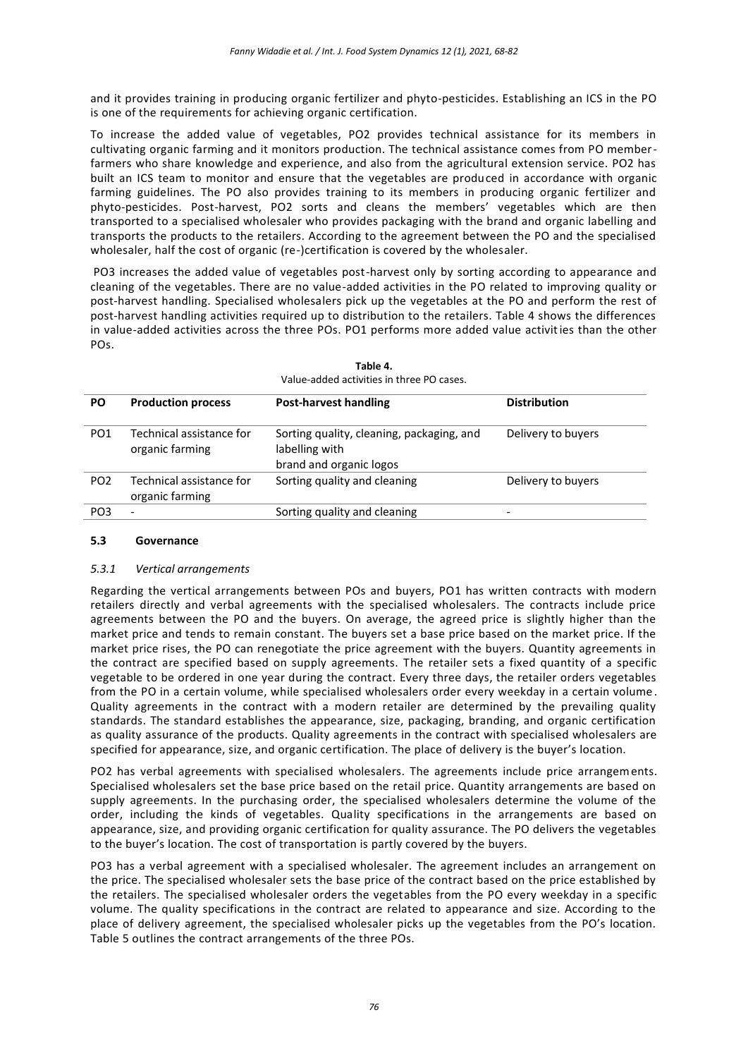and it provides training in producing organic fertilizer and phyto-pesticides. Establishing an ICS in the PO is one of the requirements for achieving organic certification.

To increase the added value of vegetables, PO2 provides technical assistance for its members in cultivating organic farming and it monitors production. The technical assistance comes from PO member-farmers who share knowledge and experience, and also from the agricultural extension service. PO2 has built an ICS team to monitor and ensure that the vegetables are produced in accordance with organic farming guidelines. The PO also provides training to its members in producing organic fertilizer and phyto-pesticides. Post-harvest, PO2 sorts and cleans the members' vegetables which are then transported to a specialised wholesaler who provides packaging with the brand and organic labelling and transports the products to the retailers. According to the agreement between the PO and the specialised wholesaler, half the cost of organic (re-)certification is covered by the wholesaler.

PO3 increases the added value of vegetables post-harvest only by sorting according to appearance and cleaning of the vegetables. There are no value-added activities in the PO related to improving quality or post-harvest handling. Specialised wholesalers pick up the vegetables at the PO and perform the rest of post-harvest handling activities required up to distribution to the retailers. Table 4 shows the differences in value-added activities across the three POs. PO1 performs more added value activities than the other POs.

**Table 4.**
Value-added activities in three PO cases.

| PO | Production process | Post-harvest handling | Distribution |
|---|---|---|---|
| PO1 | Technical assistance for organic farming | Sorting quality, cleaning, packaging, and labelling with brand and organic logos | Delivery to buyers |
| PO2 | Technical assistance for organic farming | Sorting quality and cleaning | Delivery to buyers |
| PO3 | - | Sorting quality and cleaning | - |

### 5.3 Governance

#### *5.3.1 Vertical arrangements*

Regarding the vertical arrangements between POs and buyers, PO1 has written contracts with modern retailers directly and verbal agreements with the specialised wholesalers. The contracts include price agreements between the PO and the buyers. On average, the agreed price is slightly higher than the market price and tends to remain constant. The buyers set a base price based on the market price. If the market price rises, the PO can renegotiate the price agreement with the buyers. Quantity agreements in the contract are specified based on supply agreements. The retailer sets a fixed quantity of a specific vegetable to be ordered in one year during the contract. Every three days, the retailer orders vegetables from the PO in a certain volume, while specialised wholesalers order every weekday in a certain volume. Quality agreements in the contract with a modern retailer are determined by the prevailing quality standards. The standard establishes the appearance, size, packaging, branding, and organic certification as quality assurance of the products. Quality agreements in the contract with specialised wholesalers are specified for appearance, size, and organic certification. The place of delivery is the buyer's location.

PO2 has verbal agreements with specialised wholesalers. The agreements include price arrangements. Specialised wholesalers set the base price based on the retail price. Quantity arrangements are based on supply agreements. In the purchasing order, the specialised wholesalers determine the volume of the order, including the kinds of vegetables. Quality specifications in the arrangements are based on appearance, size, and providing organic certification for quality assurance. The PO delivers the vegetables to the buyer's location. The cost of transportation is partly covered by the buyers.

PO3 has a verbal agreement with a specialised wholesaler. The agreement includes an arrangement on the price. The specialised wholesaler sets the base price of the contract based on the price established by the retailers. The specialised wholesaler orders the vegetables from the PO every weekday in a specific volume. The quality specifications in the contract are related to appearance and size. According to the place of delivery agreement, the specialised wholesaler picks up the vegetables from the PO's location. Table 5 outlines the contract arrangements of the three POs.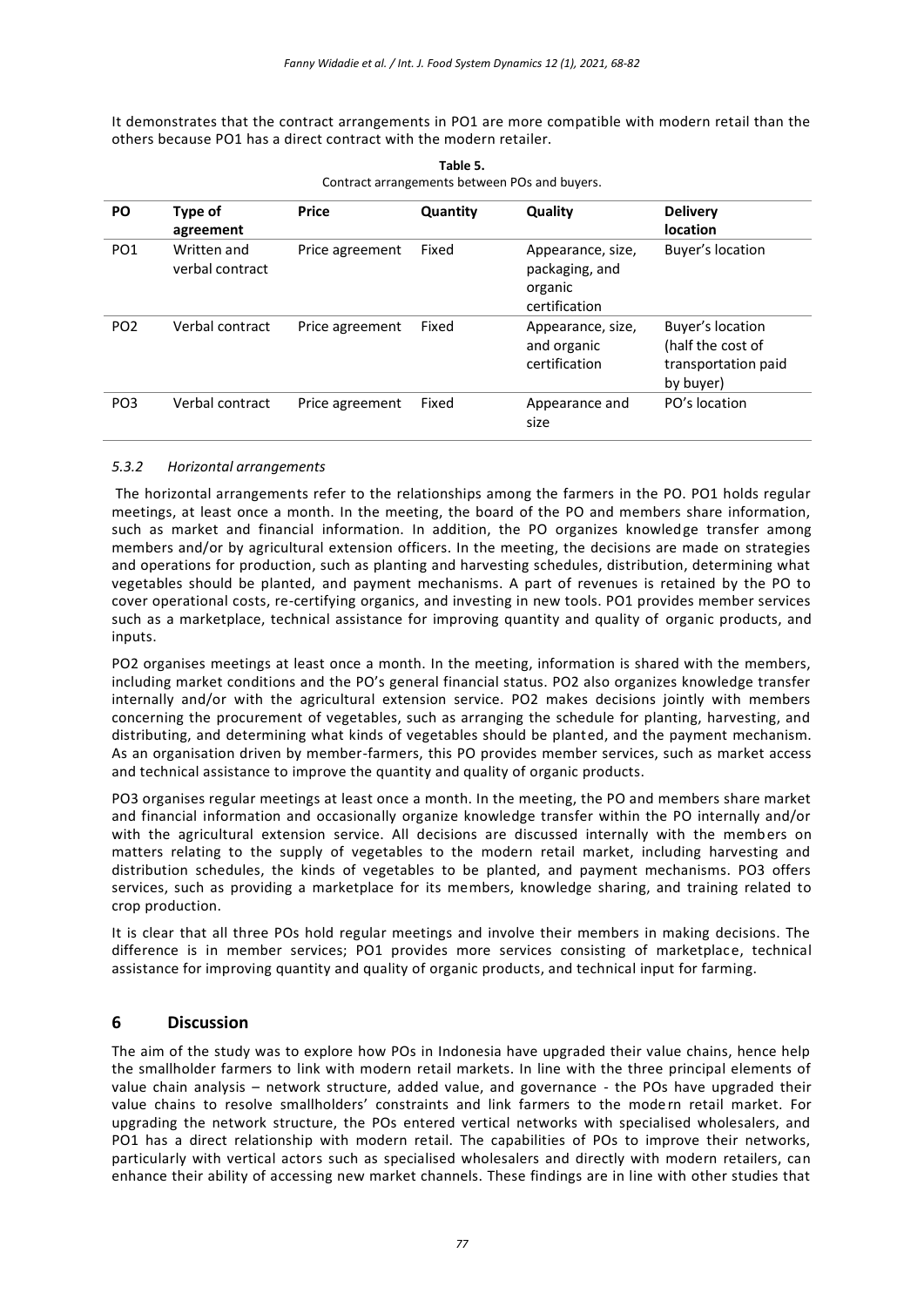It demonstrates that the contract arrangements in PO1 are more compatible with modern retail than the others because PO1 has a direct contract with the modern retailer.

**Table 5.**
Contract arrangements between POs and buyers.

| PO | Type of agreement | Price | Quantity | Quality | Delivery location |
|---|---|---|---|---|---|
| PO1 | Written and verbal contract | Price agreement | Fixed | Appearance, size, packaging, and organic certification | Buyer's location |
| PO2 | Verbal contract | Price agreement | Fixed | Appearance, size, and organic certification | Buyer's location (half the cost of transportation paid by buyer) |
| PO3 | Verbal contract | Price agreement | Fixed | Appearance and size | PO's location |

#### *5.3.2 Horizontal arrangements*

The horizontal arrangements refer to the relationships among the farmers in the PO. PO1 holds regular meetings, at least once a month. In the meeting, the board of the PO and members share information, such as market and financial information. In addition, the PO organizes knowledge transfer among members and/or by agricultural extension officers. In the meeting, the decisions are made on strategies and operations for production, such as planting and harvesting schedules, distribution, determining what vegetables should be planted, and payment mechanisms. A part of revenues is retained by the PO to cover operational costs, re-certifying organics, and investing in new tools. PO1 provides member services such as a marketplace, technical assistance for improving quantity and quality of organic products, and inputs.

PO2 organises meetings at least once a month. In the meeting, information is shared with the members, including market conditions and the PO's general financial status. PO2 also organizes knowledge transfer internally and/or with the agricultural extension service. PO2 makes decisions jointly with members concerning the procurement of vegetables, such as arranging the schedule for planting, harvesting, and distributing, and determining what kinds of vegetables should be planted, and the payment mechanism. As an organisation driven by member-farmers, this PO provides member services, such as market access and technical assistance to improve the quantity and quality of organic products.

PO3 organises regular meetings at least once a month. In the meeting, the PO and members share market and financial information and occasionally organize knowledge transfer within the PO internally and/or with the agricultural extension service. All decisions are discussed internally with the members on matters relating to the supply of vegetables to the modern retail market, including harvesting and distribution schedules, the kinds of vegetables to be planted, and payment mechanisms. PO3 offers services, such as providing a marketplace for its members, knowledge sharing, and training related to crop production.

It is clear that all three POs hold regular meetings and involve their members in making decisions. The difference is in member services; PO1 provides more services consisting of marketplace, technical assistance for improving quantity and quality of organic products, and technical input for farming.

## 6 Discussion

The aim of the study was to explore how POs in Indonesia have upgraded their value chains, hence help the smallholder farmers to link with modern retail markets. In line with the three principal elements of value chain analysis – network structure, added value, and governance - the POs have upgraded their value chains to resolve smallholders' constraints and link farmers to the modern retail market. For upgrading the network structure, the POs entered vertical networks with specialised wholesalers, and PO1 has a direct relationship with modern retail. The capabilities of POs to improve their networks, particularly with vertical actors such as specialised wholesalers and directly with modern retailers, can enhance their ability of accessing new market channels. These findings are in line with other studies that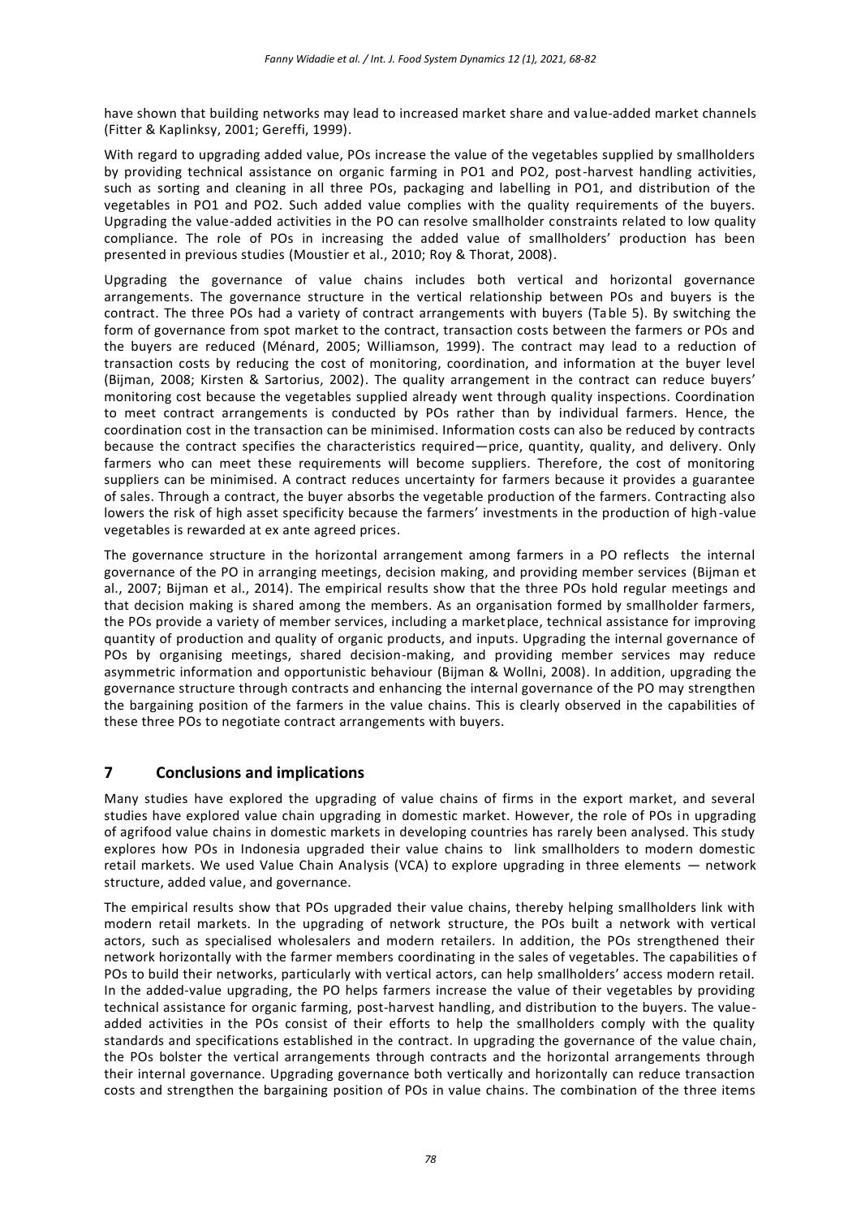have shown that building networks may lead to increased market share and value-added market channels (Fitter & Kaplinksy, 2001; Gereffi, 1999).

With regard to upgrading added value, POs increase the value of the vegetables supplied by smallholders by providing technical assistance on organic farming in PO1 and PO2, post-harvest handling activities, such as sorting and cleaning in all three POs, packaging and labelling in PO1, and distribution of the vegetables in PO1 and PO2. Such added value complies with the quality requirements of the buyers. Upgrading the value-added activities in the PO can resolve smallholder constraints related to low quality compliance. The role of POs in increasing the added value of smallholders' production has been presented in previous studies (Moustier et al., 2010; Roy & Thorat, 2008).

Upgrading the governance of value chains includes both vertical and horizontal governance arrangements. The governance structure in the vertical relationship between POs and buyers is the contract. The three POs had a variety of contract arrangements with buyers (Table 5). By switching the form of governance from spot market to the contract, transaction costs between the farmers or POs and the buyers are reduced (Ménard, 2005; Williamson, 1999). The contract may lead to a reduction of transaction costs by reducing the cost of monitoring, coordination, and information at the buyer level (Bijman, 2008; Kirsten & Sartorius, 2002). The quality arrangement in the contract can reduce buyers' monitoring cost because the vegetables supplied already went through quality inspections. Coordination to meet contract arrangements is conducted by POs rather than by individual farmers. Hence, the coordination cost in the transaction can be minimised. Information costs can also be reduced by contracts because the contract specifies the characteristics required—price, quantity, quality, and delivery. Only farmers who can meet these requirements will become suppliers. Therefore, the cost of monitoring suppliers can be minimised. A contract reduces uncertainty for farmers because it provides a guarantee of sales. Through a contract, the buyer absorbs the vegetable production of the farmers. Contracting also lowers the risk of high asset specificity because the farmers' investments in the production of high-value vegetables is rewarded at ex ante agreed prices.

The governance structure in the horizontal arrangement among farmers in a PO reflects the internal governance of the PO in arranging meetings, decision making, and providing member services (Bijman et al., 2007; Bijman et al., 2014). The empirical results show that the three POs hold regular meetings and that decision making is shared among the members. As an organisation formed by smallholder farmers, the POs provide a variety of member services, including a marketplace, technical assistance for improving quantity of production and quality of organic products, and inputs. Upgrading the internal governance of POs by organising meetings, shared decision-making, and providing member services may reduce asymmetric information and opportunistic behaviour (Bijman & Wollni, 2008). In addition, upgrading the governance structure through contracts and enhancing the internal governance of the PO may strengthen the bargaining position of the farmers in the value chains. This is clearly observed in the capabilities of these three POs to negotiate contract arrangements with buyers.

## 7 Conclusions and implications

Many studies have explored the upgrading of value chains of firms in the export market, and several studies have explored value chain upgrading in domestic market. However, the role of POs in upgrading of agrifood value chains in domestic markets in developing countries has rarely been analysed. This study explores how POs in Indonesia upgraded their value chains to link smallholders to modern domestic retail markets. We used Value Chain Analysis (VCA) to explore upgrading in three elements — network structure, added value, and governance.

The empirical results show that POs upgraded their value chains, thereby helping smallholders link with modern retail markets. In the upgrading of network structure, the POs built a network with vertical actors, such as specialised wholesalers and modern retailers. In addition, the POs strengthened their network horizontally with the farmer members coordinating in the sales of vegetables. The capabilities of POs to build their networks, particularly with vertical actors, can help smallholders' access modern retail. In the added-value upgrading, the PO helps farmers increase the value of their vegetables by providing technical assistance for organic farming, post-harvest handling, and distribution to the buyers. The value-added activities in the POs consist of their efforts to help the smallholders comply with the quality standards and specifications established in the contract. In upgrading the governance of the value chain, the POs bolster the vertical arrangements through contracts and the horizontal arrangements through their internal governance. Upgrading governance both vertically and horizontally can reduce transaction costs and strengthen the bargaining position of POs in value chains. The combination of the three items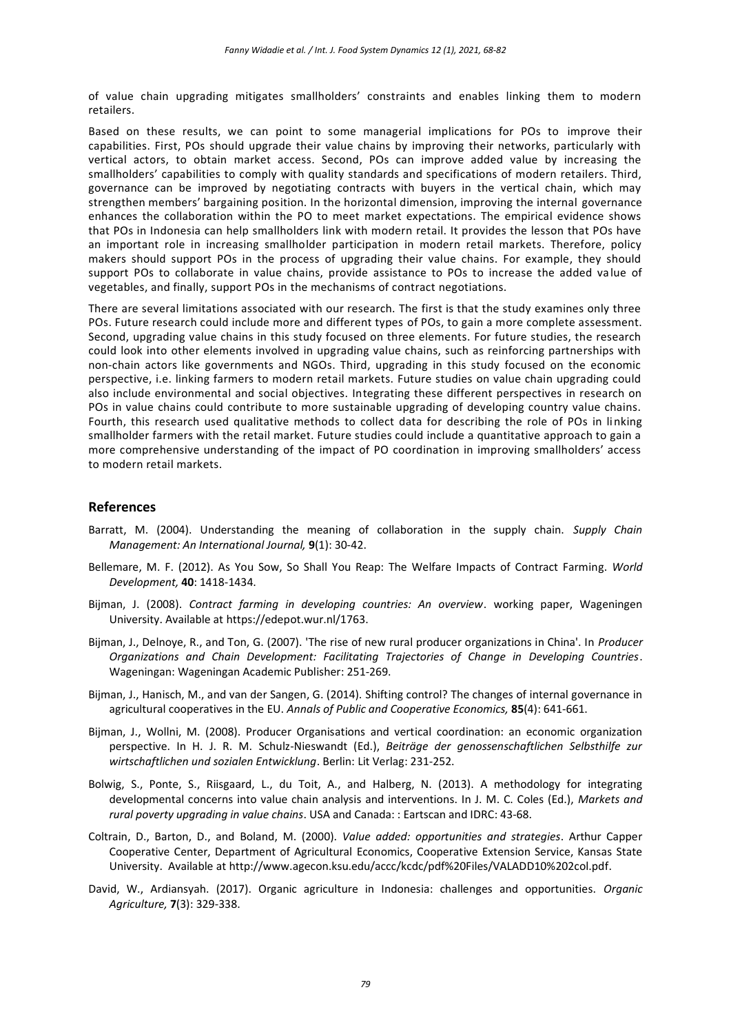of value chain upgrading mitigates smallholders' constraints and enables linking them to modern retailers.

Based on these results, we can point to some managerial implications for POs to improve their capabilities. First, POs should upgrade their value chains by improving their networks, particularly with vertical actors, to obtain market access. Second, POs can improve added value by increasing the smallholders' capabilities to comply with quality standards and specifications of modern retailers. Third, governance can be improved by negotiating contracts with buyers in the vertical chain, which may strengthen members' bargaining position. In the horizontal dimension, improving the internal governance enhances the collaboration within the PO to meet market expectations. The empirical evidence shows that POs in Indonesia can help smallholders link with modern retail. It provides the lesson that POs have an important role in increasing smallholder participation in modern retail markets. Therefore, policy makers should support POs in the process of upgrading their value chains. For example, they should support POs to collaborate in value chains, provide assistance to POs to increase the added value of vegetables, and finally, support POs in the mechanisms of contract negotiations.

There are several limitations associated with our research. The first is that the study examines only three POs. Future research could include more and different types of POs, to gain a more complete assessment. Second, upgrading value chains in this study focused on three elements. For future studies, the research could look into other elements involved in upgrading value chains, such as reinforcing partnerships with non-chain actors like governments and NGOs. Third, upgrading in this study focused on the economic perspective, i.e. linking farmers to modern retail markets. Future studies on value chain upgrading could also include environmental and social objectives. Integrating these different perspectives in research on POs in value chains could contribute to more sustainable upgrading of developing country value chains. Fourth, this research used qualitative methods to collect data for describing the role of POs in linking smallholder farmers with the retail market. Future studies could include a quantitative approach to gain a more comprehensive understanding of the impact of PO coordination in improving smallholders' access to modern retail markets.

## References

Barratt, M. (2004). Understanding the meaning of collaboration in the supply chain. *Supply Chain Management: An International Journal,* **9**(1): 30-42.

Bellemare, M. F. (2012). As You Sow, So Shall You Reap: The Welfare Impacts of Contract Farming. *World Development,* **40**: 1418-1434.

Bijman, J. (2008). *Contract farming in developing countries: An overview*. working paper, Wageningen University. Available at https://edepot.wur.nl/1763.

Bijman, J., Delnoye, R., and Ton, G. (2007). 'The rise of new rural producer organizations in China'. In *Producer Organizations and Chain Development: Facilitating Trajectories of Change in Developing Countries*. Wageningan: Wageningan Academic Publisher: 251-269.

Bijman, J., Hanisch, M., and van der Sangen, G. (2014). Shifting control? The changes of internal governance in agricultural cooperatives in the EU. *Annals of Public and Cooperative Economics,* **85**(4): 641-661.

Bijman, J., Wollni, M. (2008). Producer Organisations and vertical coordination: an economic organization perspective. In H. J. R. M. Schulz-Nieswandt (Ed.), *Beiträge der genossenschaftlichen Selbsthilfe zur wirtschaftlichen und sozialen Entwicklung*. Berlin: Lit Verlag: 231-252.

Bolwig, S., Ponte, S., Riisgaard, L., du Toit, A., and Halberg, N. (2013). A methodology for integrating developmental concerns into value chain analysis and interventions. In J. M. C. Coles (Ed.), *Markets and rural poverty upgrading in value chains*. USA and Canada: : Eartscan and IDRC: 43-68.

Coltrain, D., Barton, D., and Boland, M. (2000). *Value added: opportunities and strategies*. Arthur Capper Cooperative Center, Department of Agricultural Economics, Cooperative Extension Service, Kansas State University. Available at http://www.agecon.ksu.edu/accc/kcdc/pdf%20Files/VALADD10%202col.pdf.

David, W., Ardiansyah. (2017). Organic agriculture in Indonesia: challenges and opportunities. *Organic Agriculture,* **7**(3): 329-338.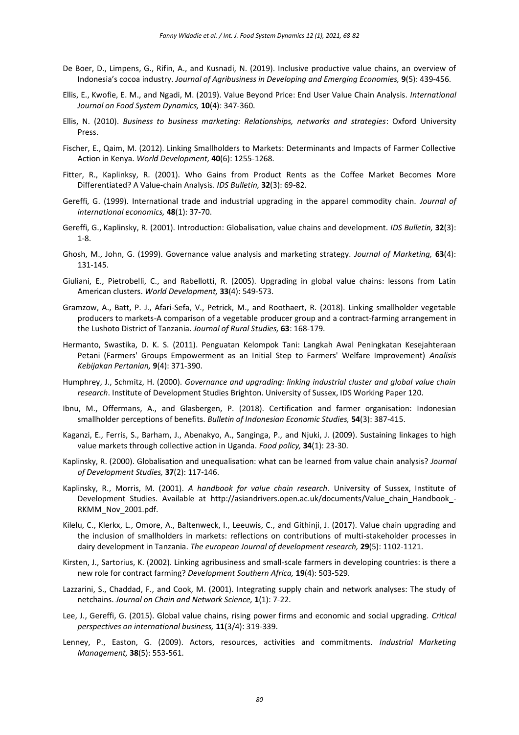De Boer, D., Limpens, G., Rifin, A., and Kusnadi, N. (2019). Inclusive productive value chains, an overview of Indonesia's cocoa industry. *Journal of Agribusiness in Developing and Emerging Economies,* **9**(5): 439-456.

Ellis, E., Kwofie, E. M., and Ngadi, M. (2019). Value Beyond Price: End User Value Chain Analysis. *International Journal on Food System Dynamics,* **10**(4): 347-360.

Ellis, N. (2010). *Business to business marketing: Relationships, networks and strategies*: Oxford University Press.

Fischer, E., Qaim, M. (2012). Linking Smallholders to Markets: Determinants and Impacts of Farmer Collective Action in Kenya. *World Development,* **40**(6): 1255-1268.

Fitter, R., Kaplinksy, R. (2001). Who Gains from Product Rents as the Coffee Market Becomes More Differentiated? A Value-chain Analysis. *IDS Bulletin,* **32**(3): 69-82.

Gereffi, G. (1999). International trade and industrial upgrading in the apparel commodity chain. *Journal of international economics,* **48**(1): 37-70.

Gereffi, G., Kaplinsky, R. (2001). Introduction: Globalisation, value chains and development. *IDS Bulletin,* **32**(3): 1-8.

Ghosh, M., John, G. (1999). Governance value analysis and marketing strategy. *Journal of Marketing,* **63**(4): 131-145.

Giuliani, E., Pietrobelli, C., and Rabellotti, R. (2005). Upgrading in global value chains: lessons from Latin American clusters. *World Development,* **33**(4): 549-573.

Gramzow, A., Batt, P. J., Afari-Sefa, V., Petrick, M., and Roothaert, R. (2018). Linking smallholder vegetable producers to markets-A comparison of a vegetable producer group and a contract-farming arrangement in the Lushoto District of Tanzania. *Journal of Rural Studies,* **63**: 168-179.

Hermanto, Swastika, D. K. S. (2011). Penguatan Kelompok Tani: Langkah Awal Peningkatan Kesejahteraan Petani (Farmers' Groups Empowerment as an Initial Step to Farmers' Welfare Improvement) *Analisis Kebijakan Pertanian,* **9**(4): 371-390.

Humphrey, J., Schmitz, H. (2000). *Governance and upgrading: linking industrial cluster and global value chain research*. Institute of Development Studies Brighton. University of Sussex, IDS Working Paper 120.

Ibnu, M., Offermans, A., and Glasbergen, P. (2018). Certification and farmer organisation: Indonesian smallholder perceptions of benefits. *Bulletin of Indonesian Economic Studies,* **54**(3): 387-415.

Kaganzi, E., Ferris, S., Barham, J., Abenakyo, A., Sanginga, P., and Njuki, J. (2009). Sustaining linkages to high value markets through collective action in Uganda. *Food policy,* **34**(1): 23-30.

Kaplinsky, R. (2000). Globalisation and unequalisation: what can be learned from value chain analysis? *Journal of Development Studies,* **37**(2): 117-146.

Kaplinsky, R., Morris, M. (2001). *A handbook for value chain research*. University of Sussex, Institute of Development Studies. Available at http://asiandrivers.open.ac.uk/documents/Value_chain_Handbook_-RKMM_Nov_2001.pdf.

Kilelu, C., Klerkx, L., Omore, A., Baltenweck, I., Leeuwis, C., and Githinji, J. (2017). Value chain upgrading and the inclusion of smallholders in markets: reflections on contributions of multi-stakeholder processes in dairy development in Tanzania. *The european Journal of development research,* **29**(5): 1102-1121.

Kirsten, J., Sartorius, K. (2002). Linking agribusiness and small-scale farmers in developing countries: is there a new role for contract farming? *Development Southern Africa,* **19**(4): 503-529.

Lazzarini, S., Chaddad, F., and Cook, M. (2001). Integrating supply chain and network analyses: The study of netchains. *Journal on Chain and Network Science,* **1**(1): 7-22.

Lee, J., Gereffi, G. (2015). Global value chains, rising power firms and economic and social upgrading. *Critical perspectives on international business,* **11**(3/4): 319-339.

Lenney, P., Easton, G. (2009). Actors, resources, activities and commitments. *Industrial Marketing Management,* **38**(5): 553-561.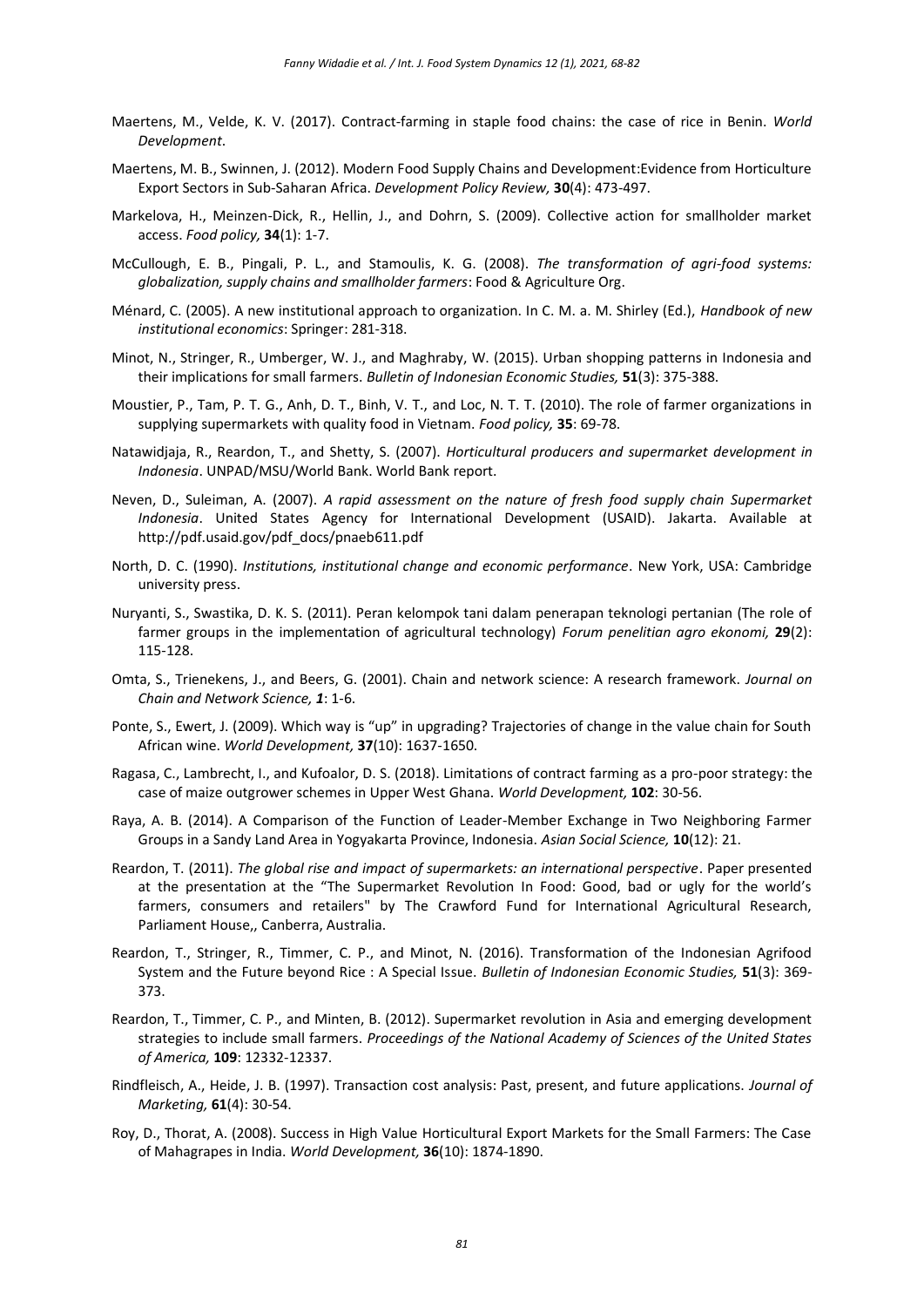Maertens, M., Velde, K. V. (2017). Contract-farming in staple food chains: the case of rice in Benin. *World Development*.

Maertens, M. B., Swinnen, J. (2012). Modern Food Supply Chains and Development:Evidence from Horticulture Export Sectors in Sub-Saharan Africa. *Development Policy Review,* **30**(4): 473-497.

Markelova, H., Meinzen-Dick, R., Hellin, J., and Dohrn, S. (2009). Collective action for smallholder market access. *Food policy,* **34**(1): 1-7.

McCullough, E. B., Pingali, P. L., and Stamoulis, K. G. (2008). *The transformation of agri-food systems: globalization, supply chains and smallholder farmers*: Food & Agriculture Org.

Ménard, C. (2005). A new institutional approach to organization. In C. M. a. M. Shirley (Ed.), *Handbook of new institutional economics*: Springer: 281-318.

Minot, N., Stringer, R., Umberger, W. J., and Maghraby, W. (2015). Urban shopping patterns in Indonesia and their implications for small farmers. *Bulletin of Indonesian Economic Studies,* **51**(3): 375-388.

Moustier, P., Tam, P. T. G., Anh, D. T., Binh, V. T., and Loc, N. T. T. (2010). The role of farmer organizations in supplying supermarkets with quality food in Vietnam. *Food policy,* **35**: 69-78.

Natawidjaja, R., Reardon, T., and Shetty, S. (2007). *Horticultural producers and supermarket development in Indonesia*. UNPAD/MSU/World Bank. World Bank report.

Neven, D., Suleiman, A. (2007). *A rapid assessment on the nature of fresh food supply chain Supermarket Indonesia*. United States Agency for International Development (USAID). Jakarta. Available at http://pdf.usaid.gov/pdf_docs/pnaeb611.pdf

North, D. C. (1990). *Institutions, institutional change and economic performance*. New York, USA: Cambridge university press.

Nuryanti, S., Swastika, D. K. S. (2011). Peran kelompok tani dalam penerapan teknologi pertanian (The role of farmer groups in the implementation of agricultural technology) *Forum penelitian agro ekonomi,* **29**(2): 115-128.

Omta, S., Trienekens, J., and Beers, G. (2001). Chain and network science: A research framework. *Journal on Chain and Network Science, 1*: 1-6.

Ponte, S., Ewert, J. (2009). Which way is "up" in upgrading? Trajectories of change in the value chain for South African wine. *World Development,* **37**(10): 1637-1650.

Ragasa, C., Lambrecht, I., and Kufoalor, D. S. (2018). Limitations of contract farming as a pro-poor strategy: the case of maize outgrower schemes in Upper West Ghana. *World Development,* **102**: 30-56.

Raya, A. B. (2014). A Comparison of the Function of Leader-Member Exchange in Two Neighboring Farmer Groups in a Sandy Land Area in Yogyakarta Province, Indonesia. *Asian Social Science,* **10**(12): 21.

Reardon, T. (2011). *The global rise and impact of supermarkets: an international perspective*. Paper presented at the presentation at the "The Supermarket Revolution In Food: Good, bad or ugly for the world's farmers, consumers and retailers" by The Crawford Fund for International Agricultural Research, Parliament House,, Canberra, Australia.

Reardon, T., Stringer, R., Timmer, C. P., and Minot, N. (2016). Transformation of the Indonesian Agrifood System and the Future beyond Rice : A Special Issue. *Bulletin of Indonesian Economic Studies,* **51**(3): 369-373.

Reardon, T., Timmer, C. P., and Minten, B. (2012). Supermarket revolution in Asia and emerging development strategies to include small farmers. *Proceedings of the National Academy of Sciences of the United States of America,* **109**: 12332-12337.

Rindfleisch, A., Heide, J. B. (1997). Transaction cost analysis: Past, present, and future applications. *Journal of Marketing,* **61**(4): 30-54.

Roy, D., Thorat, A. (2008). Success in High Value Horticultural Export Markets for the Small Farmers: The Case of Mahagrapes in India. *World Development,* **36**(10): 1874-1890.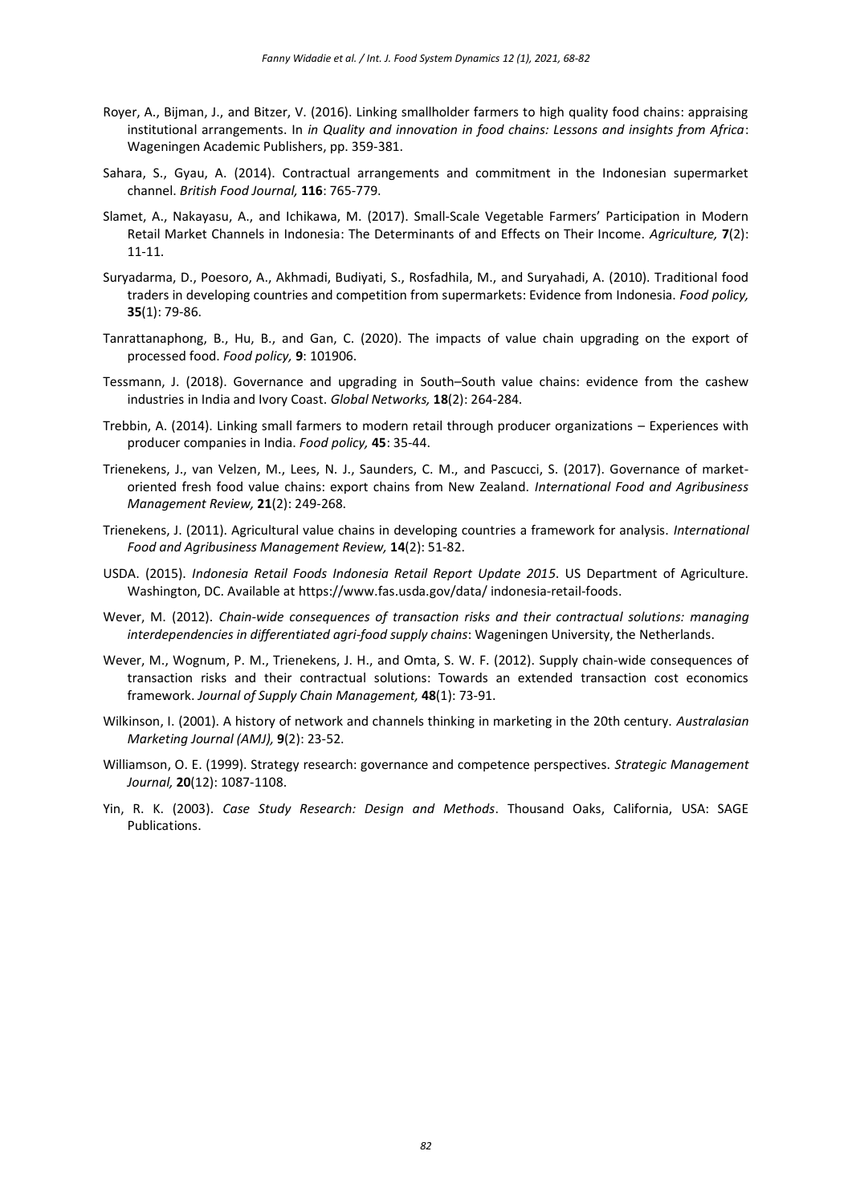Royer, A., Bijman, J., and Bitzer, V. (2016). Linking smallholder farmers to high quality food chains: appraising institutional arrangements. In *in Quality and innovation in food chains: Lessons and insights from Africa*: Wageningen Academic Publishers, pp. 359-381.

Sahara, S., Gyau, A. (2014). Contractual arrangements and commitment in the Indonesian supermarket channel. *British Food Journal,* **116**: 765-779.

Slamet, A., Nakayasu, A., and Ichikawa, M. (2017). Small-Scale Vegetable Farmers' Participation in Modern Retail Market Channels in Indonesia: The Determinants of and Effects on Their Income. *Agriculture,* **7**(2): 11-11.

Suryadarma, D., Poesoro, A., Akhmadi, Budiyati, S., Rosfadhila, M., and Suryahadi, A. (2010). Traditional food traders in developing countries and competition from supermarkets: Evidence from Indonesia. *Food policy,* **35**(1): 79-86.

Tanrattanaphong, B., Hu, B., and Gan, C. (2020). The impacts of value chain upgrading on the export of processed food. *Food policy,* **9**: 101906.

Tessmann, J. (2018). Governance and upgrading in South–South value chains: evidence from the cashew industries in India and Ivory Coast. *Global Networks,* **18**(2): 264-284.

Trebbin, A. (2014). Linking small farmers to modern retail through producer organizations – Experiences with producer companies in India. *Food policy,* **45**: 35-44.

Trienekens, J., van Velzen, M., Lees, N. J., Saunders, C. M., and Pascucci, S. (2017). Governance of market-oriented fresh food value chains: export chains from New Zealand. *International Food and Agribusiness Management Review,* **21**(2): 249-268.

Trienekens, J. (2011). Agricultural value chains in developing countries a framework for analysis. *International Food and Agribusiness Management Review,* **14**(2): 51-82.

USDA. (2015). *Indonesia Retail Foods Indonesia Retail Report Update 2015*. US Department of Agriculture. Washington, DC. Available at https://www.fas.usda.gov/data/ indonesia-retail-foods.

Wever, M. (2012). *Chain-wide consequences of transaction risks and their contractual solutions: managing interdependencies in differentiated agri-food supply chains*: Wageningen University, the Netherlands.

Wever, M., Wognum, P. M., Trienekens, J. H., and Omta, S. W. F. (2012). Supply chain-wide consequences of transaction risks and their contractual solutions: Towards an extended transaction cost economics framework. *Journal of Supply Chain Management,* **48**(1): 73-91.

Wilkinson, I. (2001). A history of network and channels thinking in marketing in the 20th century. *Australasian Marketing Journal (AMJ),* **9**(2): 23-52.

Williamson, O. E. (1999). Strategy research: governance and competence perspectives. *Strategic Management Journal,* **20**(12): 1087-1108.

Yin, R. K. (2003). *Case Study Research: Design and Methods*. Thousand Oaks, California, USA: SAGE Publications.